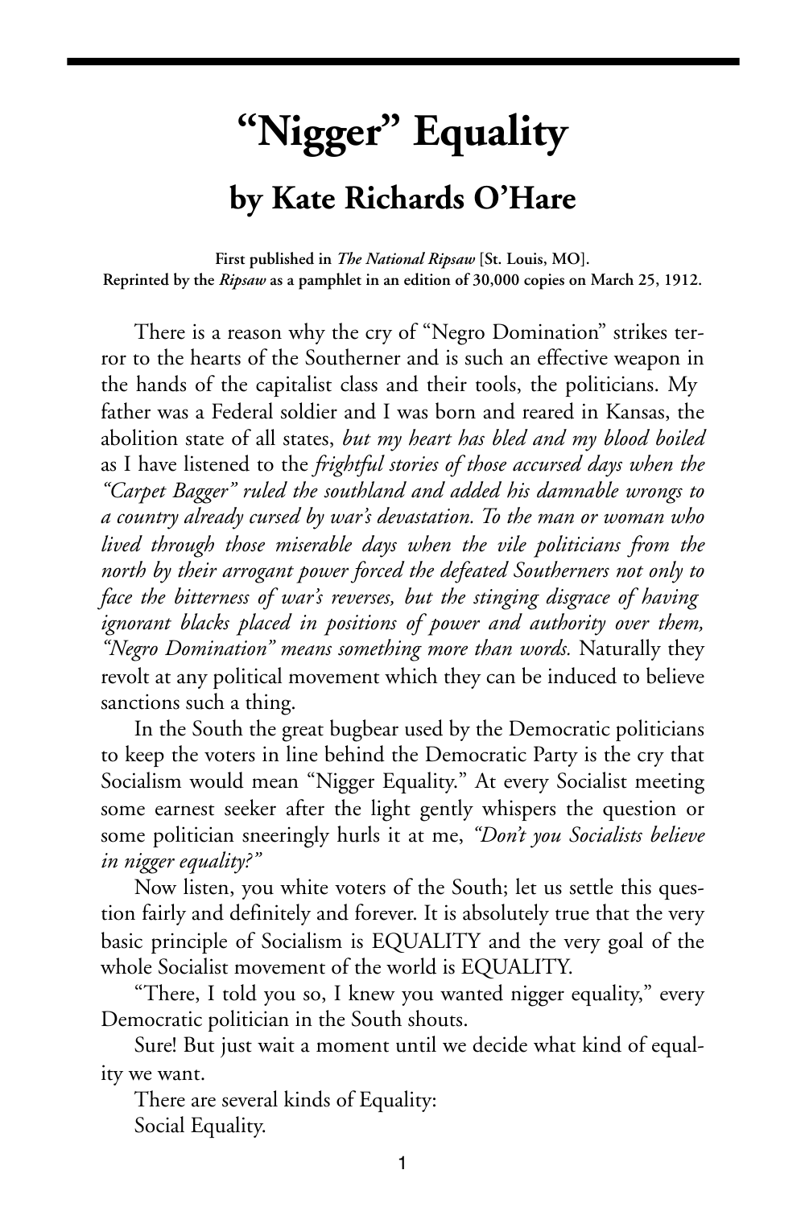# "Nigger" Equality

## by Kate Richards O'Hare

**First published in *The National Ripsaw* [St. Louis, MO].**
**Reprinted by the *Ripsaw* as a pamphlet in an edition of 30,000 copies on March 25, 1912.**

There is a reason why the cry of "Negro Domination" strikes terror to the hearts of the Southerner and is such an effective weapon in the hands of the capitalist class and their tools, the politicians. My father was a Federal soldier and I was born and reared in Kansas, the abolition state of all states, *but my heart has bled and my blood boiled* as I have listened to the *frightful stories of those accursed days when the "Carpet Bagger" ruled the southland and added his damnable wrongs to a country already cursed by war's devastation. To the man or woman who lived through those miserable days when the vile politicians from the north by their arrogant power forced the defeated Southerners not only to face the bitterness of war's reverses, but the stinging disgrace of having ignorant blacks placed in positions of power and authority over them, "Negro Domination" means something more than words.* Naturally they revolt at any political movement which they can be induced to believe sanctions such a thing.

In the South the great bugbear used by the Democratic politicians to keep the voters in line behind the Democratic Party is the cry that Socialism would mean "Nigger Equality." At every Socialist meeting some earnest seeker after the light gently whispers the question or some politician sneeringly hurls it at me, *"Don't you Socialists believe in nigger equality?"*

Now listen, you white voters of the South; let us settle this question fairly and definitely and forever. It is absolutely true that the very basic principle of Socialism is EQUALITY and the very goal of the whole Socialist movement of the world is EQUALITY.

"There, I told you so, I knew you wanted nigger equality," every Democratic politician in the South shouts.

Sure! But just wait a moment until we decide what kind of equality we want.

There are several kinds of Equality:

Social Equality.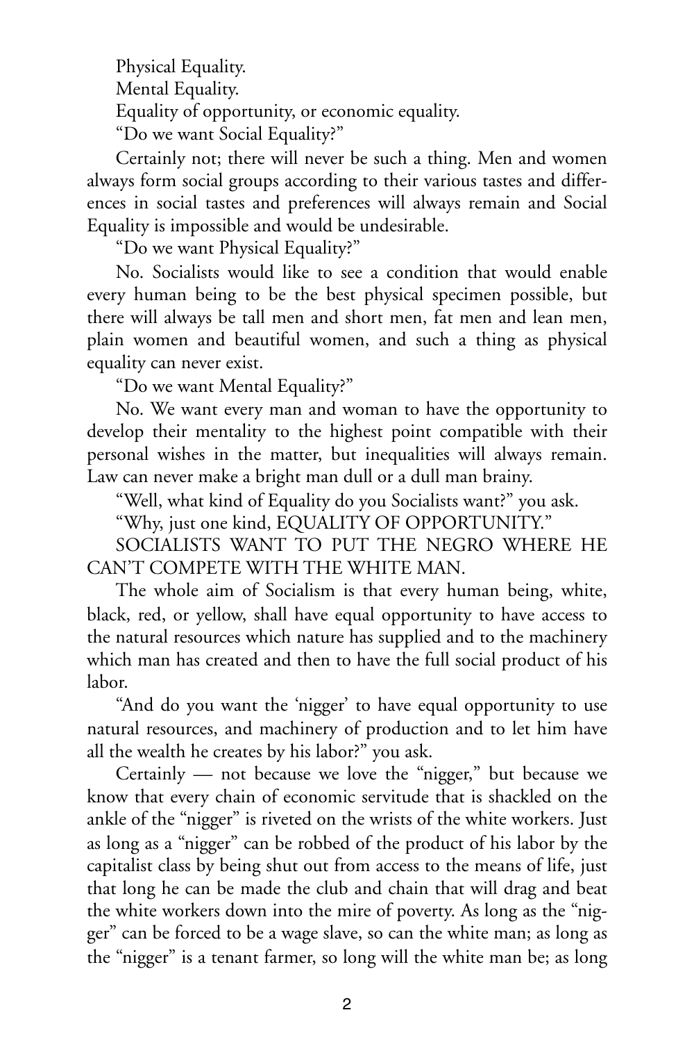Physical Equality.

Mental Equality.

Equality of opportunity, or economic equality.

"Do we want Social Equality?"

Certainly not; there will never be such a thing. Men and women always form social groups according to their various tastes and differences in social tastes and preferences will always remain and Social Equality is impossible and would be undesirable.

"Do we want Physical Equality?"

No. Socialists would like to see a condition that would enable every human being to be the best physical specimen possible, but there will always be tall men and short men, fat men and lean men, plain women and beautiful women, and such a thing as physical equality can never exist.

"Do we want Mental Equality?"

No. We want every man and woman to have the opportunity to develop their mentality to the highest point compatible with their personal wishes in the matter, but inequalities will always remain. Law can never make a bright man dull or a dull man brainy.

"Well, what kind of Equality do you Socialists want?" you ask.

"Why, just one kind, EQUALITY OF OPPORTUNITY."

SOCIALISTS WANT TO PUT THE NEGRO WHERE HE CAN'T COMPETE WITH THE WHITE MAN.

The whole aim of Socialism is that every human being, white, black, red, or yellow, shall have equal opportunity to have access to the natural resources which nature has supplied and to the machinery which man has created and then to have the full social product of his labor.

"And do you want the 'nigger' to have equal opportunity to use natural resources, and machinery of production and to let him have all the wealth he creates by his labor?" you ask.

Certainly — not because we love the "nigger," but because we know that every chain of economic servitude that is shackled on the ankle of the "nigger" is riveted on the wrists of the white workers. Just as long as a "nigger" can be robbed of the product of his labor by the capitalist class by being shut out from access to the means of life, just that long he can be made the club and chain that will drag and beat the white workers down into the mire of poverty. As long as the "nigger" can be forced to be a wage slave, so can the white man; as long as the "nigger" is a tenant farmer, so long will the white man be; as long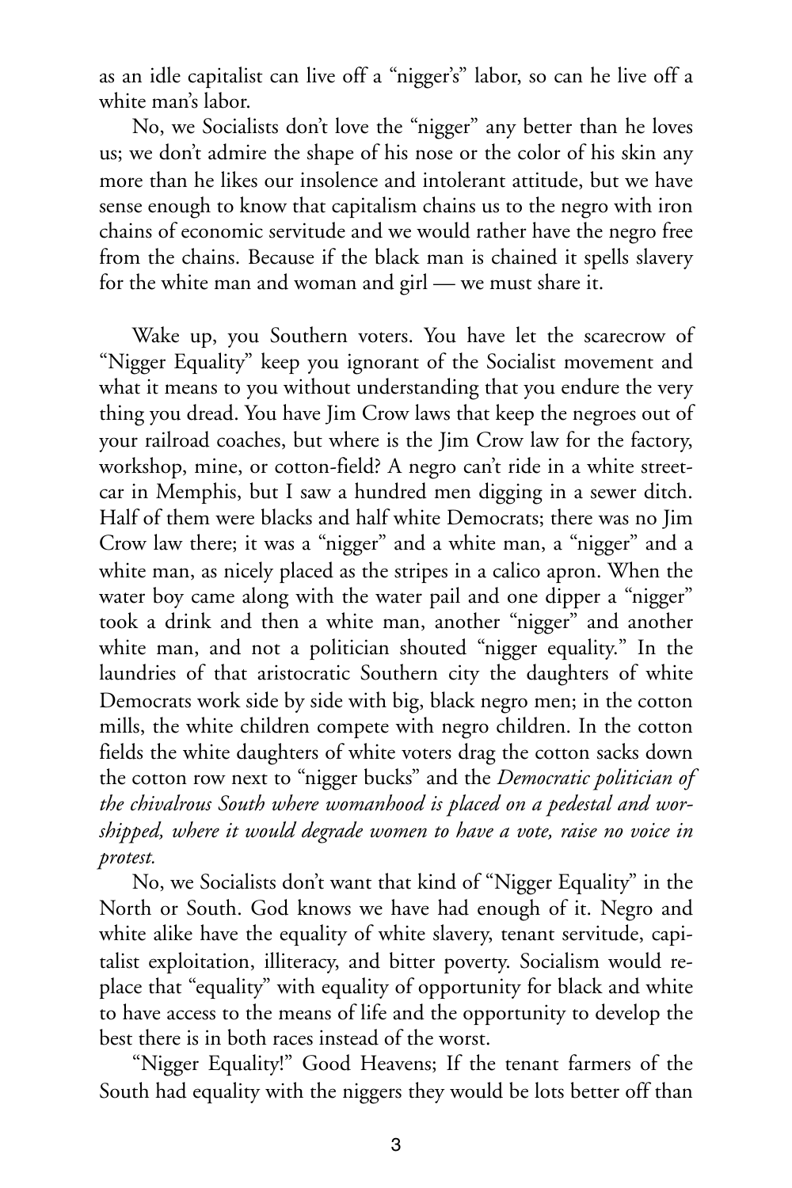as an idle capitalist can live off a "nigger's" labor, so can he live off a white man's labor.

No, we Socialists don't love the "nigger" any better than he loves us; we don't admire the shape of his nose or the color of his skin any more than he likes our insolence and intolerant attitude, but we have sense enough to know that capitalism chains us to the negro with iron chains of economic servitude and we would rather have the negro free from the chains. Because if the black man is chained it spells slavery for the white man and woman and girl — we must share it.

Wake up, you Southern voters. You have let the scarecrow of "Nigger Equality" keep you ignorant of the Socialist movement and what it means to you without understanding that you endure the very thing you dread. You have Jim Crow laws that keep the negroes out of your railroad coaches, but where is the Jim Crow law for the factory, workshop, mine, or cotton-field? A negro can't ride in a white street-car in Memphis, but I saw a hundred men digging in a sewer ditch. Half of them were blacks and half white Democrats; there was no Jim Crow law there; it was a "nigger" and a white man, a "nigger" and a white man, as nicely placed as the stripes in a calico apron. When the water boy came along with the water pail and one dipper a "nigger" took a drink and then a white man, another "nigger" and another white man, and not a politician shouted "nigger equality." In the laundries of that aristocratic Southern city the daughters of white Democrats work side by side with big, black negro men; in the cotton mills, the white children compete with negro children. In the cotton fields the white daughters of white voters drag the cotton sacks down the cotton row next to "nigger bucks" and the *Democratic politician of the chivalrous South where womanhood is placed on a pedestal and worshipped, where it would degrade women to have a vote, raise no voice in protest.*

No, we Socialists don't want that kind of "Nigger Equality" in the North or South. God knows we have had enough of it. Negro and white alike have the equality of white slavery, tenant servitude, capitalist exploitation, illiteracy, and bitter poverty. Socialism would replace that "equality" with equality of opportunity for black and white to have access to the means of life and the opportunity to develop the best there is in both races instead of the worst.

"Nigger Equality!" Good Heavens; If the tenant farmers of the South had equality with the niggers they would be lots better off than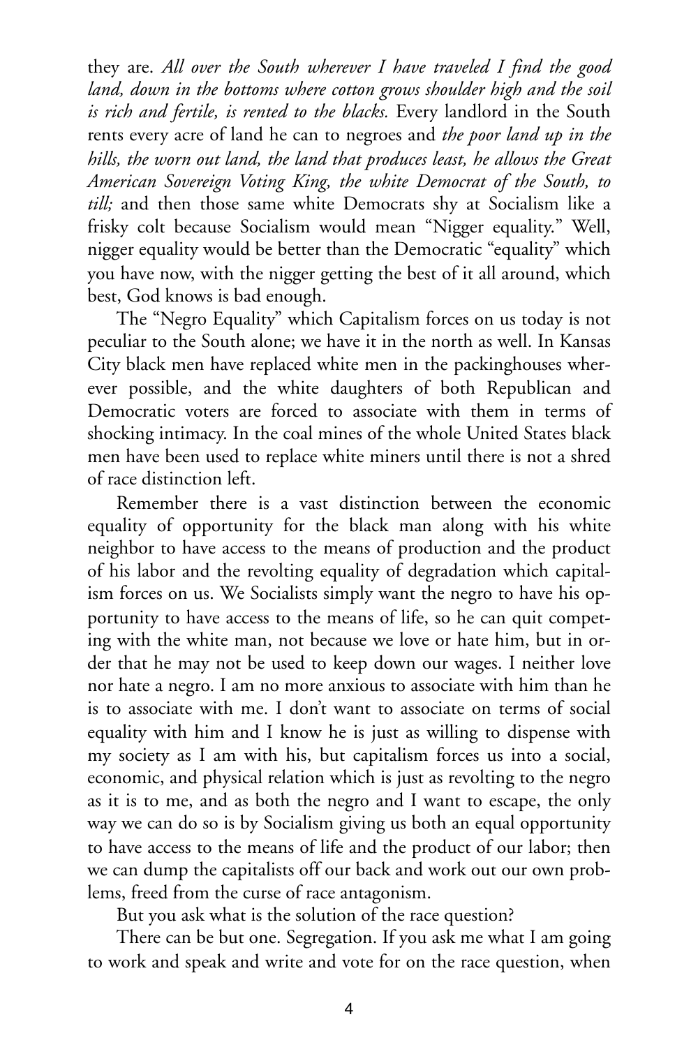they are. *All over the South wherever I have traveled I find the good land, down in the bottoms where cotton grows shoulder high and the soil is rich and fertile, is rented to the blacks.* Every landlord in the South rents every acre of land he can to negroes and *the poor land up in the hills, the worn out land, the land that produces least, he allows the Great American Sovereign Voting King, the white Democrat of the South, to till;* and then those same white Democrats shy at Socialism like a frisky colt because Socialism would mean "Nigger equality." Well, nigger equality would be better than the Democratic "equality" which you have now, with the nigger getting the best of it all around, which best, God knows is bad enough.

The "Negro Equality" which Capitalism forces on us today is not peculiar to the South alone; we have it in the north as well. In Kansas City black men have replaced white men in the packinghouses wherever possible, and the white daughters of both Republican and Democratic voters are forced to associate with them in terms of shocking intimacy. In the coal mines of the whole United States black men have been used to replace white miners until there is not a shred of race distinction left.

Remember there is a vast distinction between the economic equality of opportunity for the black man along with his white neighbor to have access to the means of production and the product of his labor and the revolting equality of degradation which capitalism forces on us. We Socialists simply want the negro to have his opportunity to have access to the means of life, so he can quit competing with the white man, not because we love or hate him, but in order that he may not be used to keep down our wages. I neither love nor hate a negro. I am no more anxious to associate with him than he is to associate with me. I don't want to associate on terms of social equality with him and I know he is just as willing to dispense with my society as I am with his, but capitalism forces us into a social, economic, and physical relation which is just as revolting to the negro as it is to me, and as both the negro and I want to escape, the only way we can do so is by Socialism giving us both an equal opportunity to have access to the means of life and the product of our labor; then we can dump the capitalists off our back and work out our own problems, freed from the curse of race antagonism.

But you ask what is the solution of the race question?

There can be but one. Segregation. If you ask me what I am going to work and speak and write and vote for on the race question, when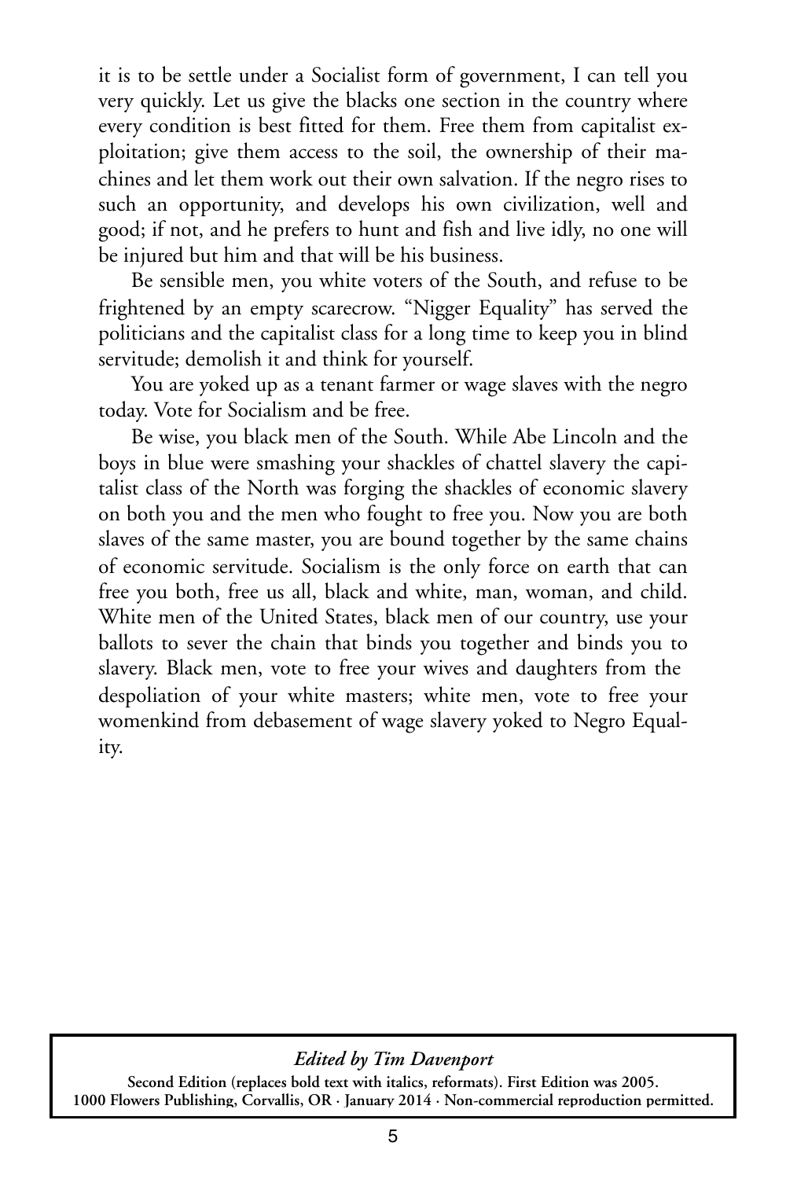it is to be settle under a Socialist form of government, I can tell you very quickly. Let us give the blacks one section in the country where every condition is best fitted for them. Free them from capitalist exploitation; give them access to the soil, the ownership of their machines and let them work out their own salvation. If the negro rises to such an opportunity, and develops his own civilization, well and good; if not, and he prefers to hunt and fish and live idly, no one will be injured but him and that will be his business.

Be sensible men, you white voters of the South, and refuse to be frightened by an empty scarecrow. "Nigger Equality" has served the politicians and the capitalist class for a long time to keep you in blind servitude; demolish it and think for yourself.

You are yoked up as a tenant farmer or wage slaves with the negro today. Vote for Socialism and be free.

Be wise, you black men of the South. While Abe Lincoln and the boys in blue were smashing your shackles of chattel slavery the capitalist class of the North was forging the shackles of economic slavery on both you and the men who fought to free you. Now you are both slaves of the same master, you are bound together by the same chains of economic servitude. Socialism is the only force on earth that can free you both, free us all, black and white, man, woman, and child. White men of the United States, black men of our country, use your ballots to sever the chain that binds you together and binds you to slavery. Black men, vote to free your wives and daughters from the despoliation of your white masters; white men, vote to free your womenkind from debasement of wage slavery yoked to Negro Equality.

*Edited by Tim Davenport*

**Second Edition (replaces bold text with italics, reformats). First Edition was 2005.**
**1000 Flowers Publishing, Corvallis, OR · January 2014 · Non-commercial reproduction permitted.**